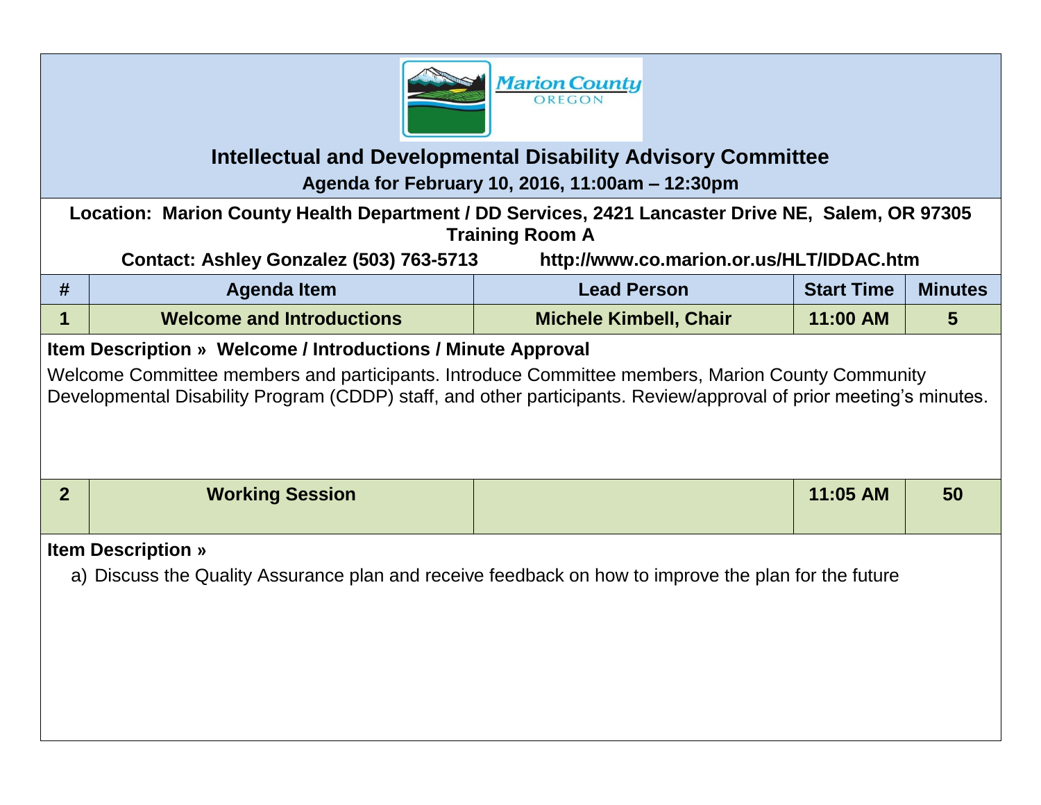**Marion County OREGON**

# Intellectual and Developmental Disability Advisory Committee

**Agenda for February 10, 2016, 11:00am – 12:30pm**

**Location: Marion County Health Department / DD Services, 2421 Lancaster Drive NE, Salem, OR 97305**
**Training Room A**

**Contact: Ashley Gonzalez (503) 763-5713 http://www.co.marion.or.us/HLT/IDDAC.htm**

| # | Agenda Item | Lead Person | Start Time | Minutes |
|---|---|---|---|---|
| 1 | Welcome and Introductions | Michele Kimbell, Chair | 11:00 AM | 5 |

**Item Description » Welcome / Introductions / Minute Approval**

Welcome Committee members and participants. Introduce Committee members, Marion County Community Developmental Disability Program (CDDP) staff, and other participants. Review/approval of prior meeting's minutes.

| # | Agenda Item | Lead Person | Start Time | Minutes |
|---|---|---|---|---|
| 2 | Working Session | | 11:05 AM | 50 |

**Item Description »**

a) Discuss the Quality Assurance plan and receive feedback on how to improve the plan for the future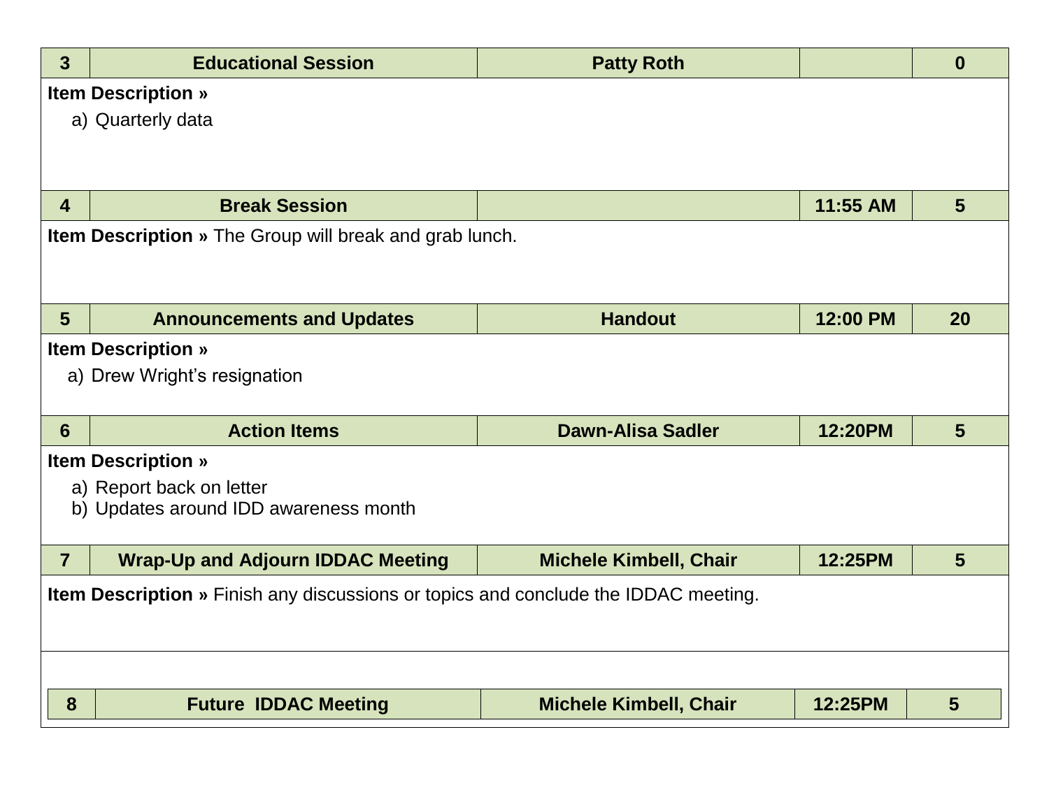| | | | | |
|---|---|---|---|---|
| 3 | Educational Session | Patty Roth | | 0 |

**Item Description »**

a) Quarterly data

| | | | | |
|---|---|---|---|---|
| 4 | Break Session | | 11:55 AM | 5 |

**Item Description »** The Group will break and grab lunch.

| | | | | |
|---|---|---|---|---|
| 5 | Announcements and Updates | Handout | 12:00 PM | 20 |

**Item Description »**

a) Drew Wright's resignation

| | | | | |
|---|---|---|---|---|
| 6 | Action Items | Dawn-Alisa Sadler | 12:20PM | 5 |

**Item Description »**

a) Report back on letter
b) Updates around IDD awareness month

| | | | | |
|---|---|---|---|---|
| 7 | Wrap-Up and Adjourn IDDAC Meeting | Michele Kimbell, Chair | 12:25PM | 5 |

**Item Description »** Finish any discussions or topics and conclude the IDDAC meeting.

| | | | | |
|---|---|---|---|---|
| 8 | Future IDDAC Meeting | Michele Kimbell, Chair | 12:25PM | 5 |